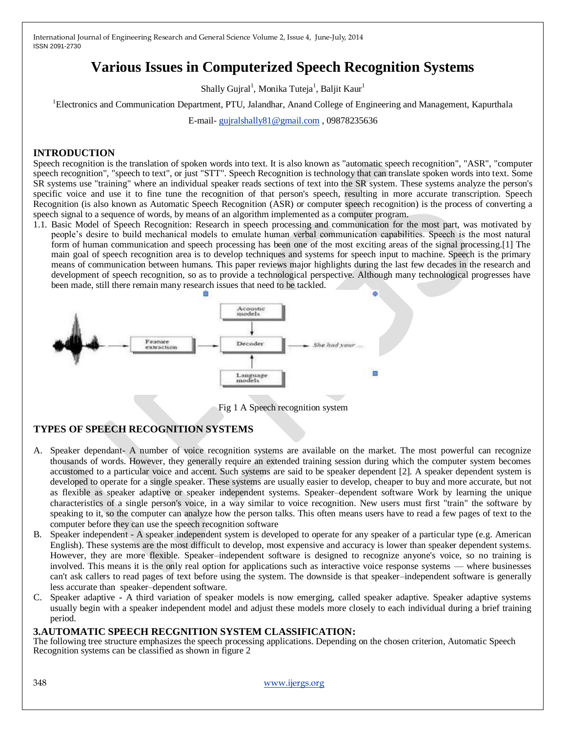# Various Issues in Computerized Speech Recognition Systems

Shally Gujral[1], Monika Tuteja[1], Baljit Kaur[1]

[1]Electronics and Communication Department, PTU, Jalandhar, Anand College of Engineering and Management, Kapurthala

E-mail- gujralshally81@gmail.com , 09878235636

## INTRODUCTION

Speech recognition is the translation of spoken words into text. It is also known as "automatic speech recognition", "ASR", "computer speech recognition", "speech to text", or just "STT". Speech Recognition is technology that can translate spoken words into text. Some SR systems use "training" where an individual speaker reads sections of text into the SR system. These systems analyze the person's specific voice and use it to fine tune the recognition of that person's speech, resulting in more accurate transcription. Speech Recognition (is also known as Automatic Speech Recognition (ASR) or computer speech recognition) is the process of converting a speech signal to a sequence of words, by means of an algorithm implemented as a computer program.

1.1. Basic Model of Speech Recognition: Research in speech processing and communication for the most part, was motivated by people's desire to build mechanical models to emulate human verbal communication capabilities. Speech is the most natural form of human communication and speech processing has been one of the most exciting areas of the signal processing.[1] The main goal of speech recognition area is to develop techniques and systems for speech input to machine. Speech is the primary means of communication between humans. This paper reviews major highlights during the last few decades in the research and development of speech recognition, so as to provide a technological perspective. Although many technological progresses have been made, still there remain many research issues that need to be tackled.

Feature extraction → Decoder → She had your ...
Acoustic models → Decoder
Language models → Decoder

Fig 1 A Speech recognition system

## TYPES OF SPEECH RECOGNITION SYSTEMS

A. Speaker dependant- A number of voice recognition systems are available on the market. The most powerful can recognize thousands of words. However, they generally require an extended training session during which the computer system becomes accustomed to a particular voice and accent. Such systems are said to be speaker dependent [2]. A speaker dependent system is developed to operate for a single speaker. These systems are usually easier to develop, cheaper to buy and more accurate, but not as flexible as speaker adaptive or speaker independent systems. Speaker–dependent software Work by learning the unique characteristics of a single person's voice, in a way similar to voice recognition. New users must first "train" the software by speaking to it, so the computer can analyze how the person talks. This often means users have to read a few pages of text to the computer before they can use the speech recognition software

B. Speaker independent - A speaker independent system is developed to operate for any speaker of a particular type (e.g. American English). These systems are the most difficult to develop, most expensive and accuracy is lower than speaker dependent systems. However, they are more flexible. Speaker–independent software is designed to recognize anyone's voice, so no training is involved. This means it is the only real option for applications such as interactive voice response systems — where businesses can't ask callers to read pages of text before using the system. The downside is that speaker–independent software is generally less accurate than speaker–dependent software.

C. Speaker adaptive - A third variation of speaker models is now emerging, called speaker adaptive. Speaker adaptive systems usually begin with a speaker independent model and adjust these models more closely to each individual during a brief training period.

## 3.AUTOMATIC SPEECH RECGNITION SYSTEM CLASSIFICATION:

The following tree structure emphasizes the speech processing applications. Depending on the chosen criterion, Automatic Speech Recognition systems can be classified as shown in figure 2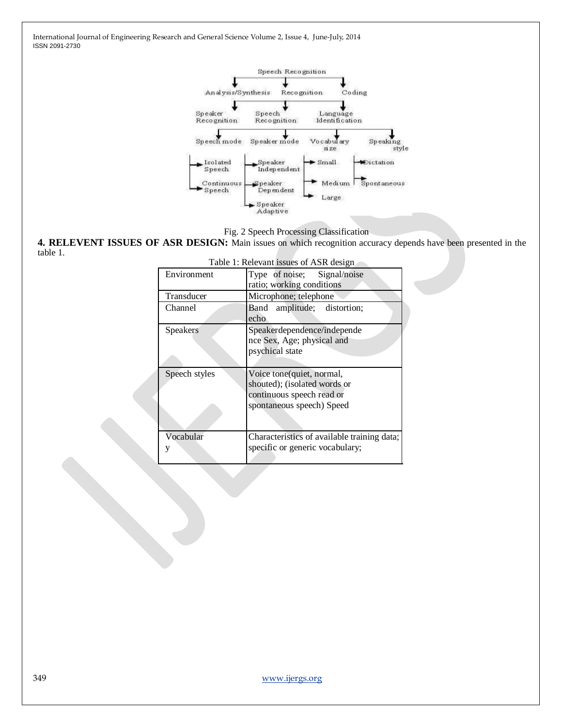Fig. 2 Speech Processing Classification

**4. RELEVENT ISSUES OF ASR DESIGN:** Main issues on which recognition accuracy depends have been presented in the table 1.

Table 1: Relevant issues of ASR design

| | |
|---|---|
| Environment | Type of noise; Signal/noise ratio; working conditions |
| Transducer | Microphone; telephone |
| Channel | Band amplitude; distortion; echo |
| Speakers | Speakerdependence/independence Sex, Age; physical and psychical state |
| Speech styles | Voice tone(quiet, normal, shouted); (isolated words or continuous speech read or spontaneous speech) Speed |
| Vocabulary | Characteristics of available training data; specific or generic vocabulary; |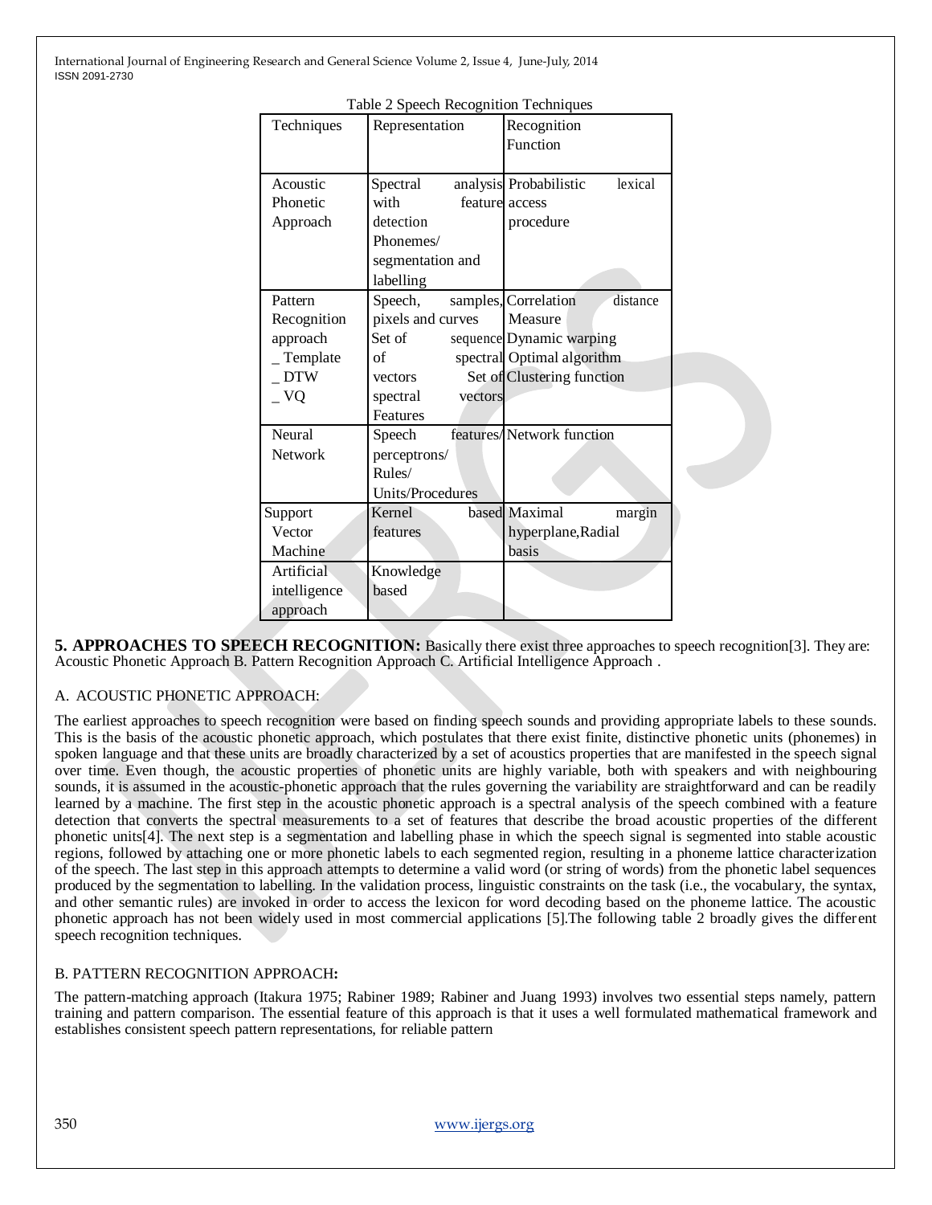Table 2 Speech Recognition Techniques

| Techniques | Representation | Recognition Function |
|---|---|---|
| Acoustic Phonetic Approach | Spectral analysis with feature detection Phonemes/ segmentation and labelling | Probabilistic lexical access procedure |
| Pattern Recognition approach _ Template _ DTW _ VQ | Speech, samples, pixels and curves Set of sequence of spectral vectors Set of spectral vectors Features | Correlation distance Measure Dynamic warping Optimal algorithm Clustering function |
| Neural Network | Speech features/ perceptrons/ Rules/ Units/Procedures | Network function |
| Support Vector Machine | Kernel based features | Maximal margin hyperplane,Radial basis |
| Artificial intelligence approach | Knowledge based | |

**5. APPROACHES TO SPEECH RECOGNITION:** Basically there exist three approaches to speech recognition[3]. They are: Acoustic Phonetic Approach B. Pattern Recognition Approach C. Artificial Intelligence Approach .

A. ACOUSTIC PHONETIC APPROACH:

The earliest approaches to speech recognition were based on finding speech sounds and providing appropriate labels to these sounds. This is the basis of the acoustic phonetic approach, which postulates that there exist finite, distinctive phonetic units (phonemes) in spoken language and that these units are broadly characterized by a set of acoustics properties that are manifested in the speech signal over time. Even though, the acoustic properties of phonetic units are highly variable, both with speakers and with neighbouring sounds, it is assumed in the acoustic-phonetic approach that the rules governing the variability are straightforward and can be readily learned by a machine. The first step in the acoustic phonetic approach is a spectral analysis of the speech combined with a feature detection that converts the spectral measurements to a set of features that describe the broad acoustic properties of the different phonetic units[4]. The next step is a segmentation and labelling phase in which the speech signal is segmented into stable acoustic regions, followed by attaching one or more phonetic labels to each segmented region, resulting in a phoneme lattice characterization of the speech. The last step in this approach attempts to determine a valid word (or string of words) from the phonetic label sequences produced by the segmentation to labelling. In the validation process, linguistic constraints on the task (i.e., the vocabulary, the syntax, and other semantic rules) are invoked in order to access the lexicon for word decoding based on the phoneme lattice. The acoustic phonetic approach has not been widely used in most commercial applications [5].The following table 2 broadly gives the different speech recognition techniques.

B. PATTERN RECOGNITION APPROACH**:**

The pattern-matching approach (Itakura 1975; Rabiner 1989; Rabiner and Juang 1993) involves two essential steps namely, pattern training and pattern comparison. The essential feature of this approach is that it uses a well formulated mathematical framework and establishes consistent speech pattern representations, for reliable pattern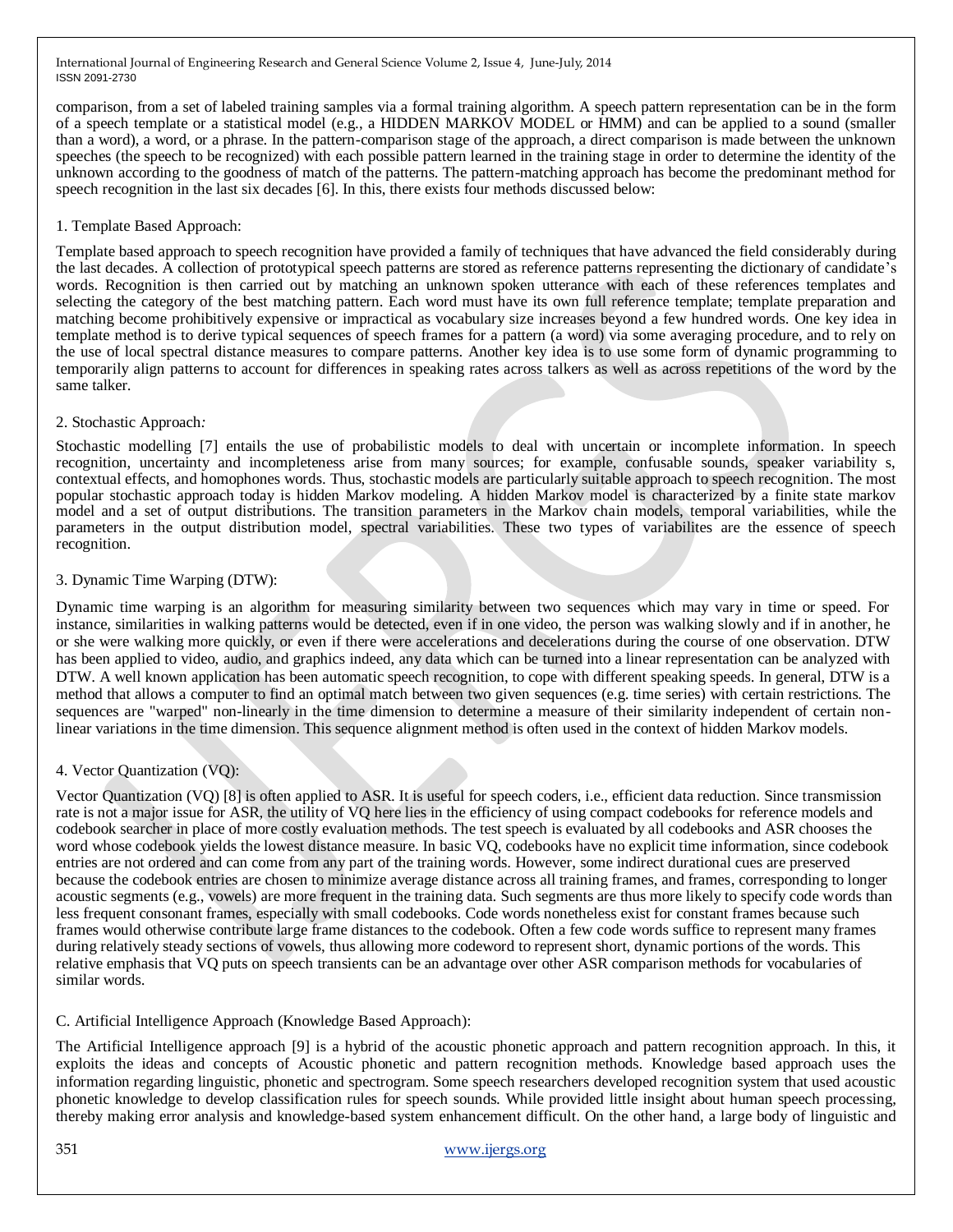comparison, from a set of labeled training samples via a formal training algorithm. A speech pattern representation can be in the form of a speech template or a statistical model (e.g., a HIDDEN MARKOV MODEL or HMM) and can be applied to a sound (smaller than a word), a word, or a phrase. In the pattern-comparison stage of the approach, a direct comparison is made between the unknown speeches (the speech to be recognized) with each possible pattern learned in the training stage in order to determine the identity of the unknown according to the goodness of match of the patterns. The pattern-matching approach has become the predominant method for speech recognition in the last six decades [6]. In this, there exists four methods discussed below:

1. Template Based Approach:

Template based approach to speech recognition have provided a family of techniques that have advanced the field considerably during the last decades. A collection of prototypical speech patterns are stored as reference patterns representing the dictionary of candidate's words. Recognition is then carried out by matching an unknown spoken utterance with each of these references templates and selecting the category of the best matching pattern. Each word must have its own full reference template; template preparation and matching become prohibitively expensive or impractical as vocabulary size increases beyond a few hundred words. One key idea in template method is to derive typical sequences of speech frames for a pattern (a word) via some averaging procedure, and to rely on the use of local spectral distance measures to compare patterns. Another key idea is to use some form of dynamic programming to temporarily align patterns to account for differences in speaking rates across talkers as well as across repetitions of the word by the same talker.

2. Stochastic Approach*:*

Stochastic modelling [7] entails the use of probabilistic models to deal with uncertain or incomplete information. In speech recognition, uncertainty and incompleteness arise from many sources; for example, confusable sounds, speaker variability s, contextual effects, and homophones words. Thus, stochastic models are particularly suitable approach to speech recognition. The most popular stochastic approach today is hidden Markov modeling. A hidden Markov model is characterized by a finite state markov model and a set of output distributions. The transition parameters in the Markov chain models, temporal variabilities, while the parameters in the output distribution model, spectral variabilities. These two types of variabilites are the essence of speech recognition.

3. Dynamic Time Warping (DTW):

Dynamic time warping is an algorithm for measuring similarity between two sequences which may vary in time or speed. For instance, similarities in walking patterns would be detected, even if in one video, the person was walking slowly and if in another, he or she were walking more quickly, or even if there were accelerations and decelerations during the course of one observation. DTW has been applied to video, audio, and graphics indeed, any data which can be turned into a linear representation can be analyzed with DTW. A well known application has been automatic speech recognition, to cope with different speaking speeds. In general, DTW is a method that allows a computer to find an optimal match between two given sequences (e.g. time series) with certain restrictions. The sequences are "warped" non-linearly in the time dimension to determine a measure of their similarity independent of certain non-linear variations in the time dimension. This sequence alignment method is often used in the context of hidden Markov models.

4. Vector Quantization (VQ):

Vector Quantization (VQ) [8] is often applied to ASR. It is useful for speech coders, i.e., efficient data reduction. Since transmission rate is not a major issue for ASR, the utility of VQ here lies in the efficiency of using compact codebooks for reference models and codebook searcher in place of more costly evaluation methods. The test speech is evaluated by all codebooks and ASR chooses the word whose codebook yields the lowest distance measure. In basic VQ, codebooks have no explicit time information, since codebook entries are not ordered and can come from any part of the training words. However, some indirect durational cues are preserved because the codebook entries are chosen to minimize average distance across all training frames, and frames, corresponding to longer acoustic segments (e.g., vowels) are more frequent in the training data. Such segments are thus more likely to specify code words than less frequent consonant frames, especially with small codebooks. Code words nonetheless exist for constant frames because such frames would otherwise contribute large frame distances to the codebook. Often a few code words suffice to represent many frames during relatively steady sections of vowels, thus allowing more codeword to represent short, dynamic portions of the words. This relative emphasis that VQ puts on speech transients can be an advantage over other ASR comparison methods for vocabularies of similar words.

C. Artificial Intelligence Approach (Knowledge Based Approach):

The Artificial Intelligence approach [9] is a hybrid of the acoustic phonetic approach and pattern recognition approach. In this, it exploits the ideas and concepts of Acoustic phonetic and pattern recognition methods. Knowledge based approach uses the information regarding linguistic, phonetic and spectrogram. Some speech researchers developed recognition system that used acoustic phonetic knowledge to develop classification rules for speech sounds. While provided little insight about human speech processing, thereby making error analysis and knowledge-based system enhancement difficult. On the other hand, a large body of linguistic and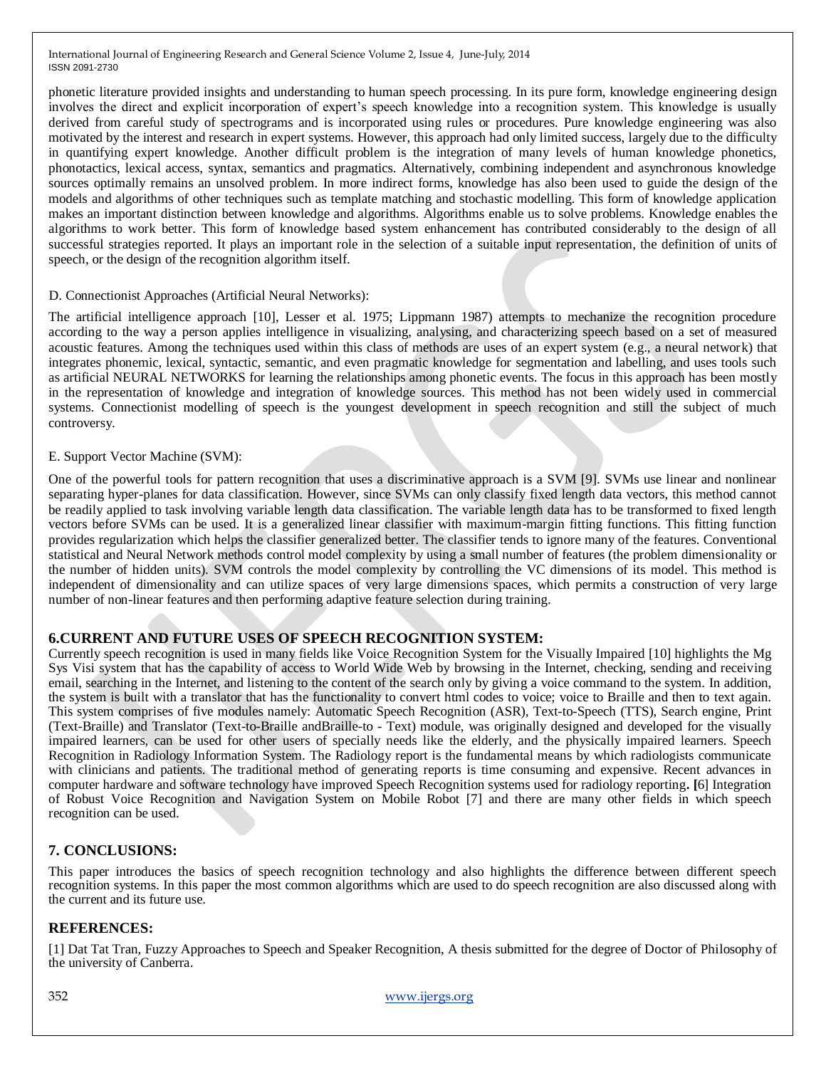phonetic literature provided insights and understanding to human speech processing. In its pure form, knowledge engineering design involves the direct and explicit incorporation of expert's speech knowledge into a recognition system. This knowledge is usually derived from careful study of spectrograms and is incorporated using rules or procedures. Pure knowledge engineering was also motivated by the interest and research in expert systems. However, this approach had only limited success, largely due to the difficulty in quantifying expert knowledge. Another difficult problem is the integration of many levels of human knowledge phonetics, phonotactics, lexical access, syntax, semantics and pragmatics. Alternatively, combining independent and asynchronous knowledge sources optimally remains an unsolved problem. In more indirect forms, knowledge has also been used to guide the design of the models and algorithms of other techniques such as template matching and stochastic modelling. This form of knowledge application makes an important distinction between knowledge and algorithms. Algorithms enable us to solve problems. Knowledge enables the algorithms to work better. This form of knowledge based system enhancement has contributed considerably to the design of all successful strategies reported. It plays an important role in the selection of a suitable input representation, the definition of units of speech, or the design of the recognition algorithm itself.

D. Connectionist Approaches (Artificial Neural Networks):

The artificial intelligence approach [10], Lesser et al. 1975; Lippmann 1987) attempts to mechanize the recognition procedure according to the way a person applies intelligence in visualizing, analysing, and characterizing speech based on a set of measured acoustic features. Among the techniques used within this class of methods are uses of an expert system (e.g., a neural network) that integrates phonemic, lexical, syntactic, semantic, and even pragmatic knowledge for segmentation and labelling, and uses tools such as artificial NEURAL NETWORKS for learning the relationships among phonetic events. The focus in this approach has been mostly in the representation of knowledge and integration of knowledge sources. This method has not been widely used in commercial systems. Connectionist modelling of speech is the youngest development in speech recognition and still the subject of much controversy.

E. Support Vector Machine (SVM):

One of the powerful tools for pattern recognition that uses a discriminative approach is a SVM [9]. SVMs use linear and nonlinear separating hyper-planes for data classification. However, since SVMs can only classify fixed length data vectors, this method cannot be readily applied to task involving variable length data classification. The variable length data has to be transformed to fixed length vectors before SVMs can be used. It is a generalized linear classifier with maximum-margin fitting functions. This fitting function provides regularization which helps the classifier generalized better. The classifier tends to ignore many of the features. Conventional statistical and Neural Network methods control model complexity by using a small number of features (the problem dimensionality or the number of hidden units). SVM controls the model complexity by controlling the VC dimensions of its model. This method is independent of dimensionality and can utilize spaces of very large dimensions spaces, which permits a construction of very large number of non-linear features and then performing adaptive feature selection during training.

## 6.CURRENT AND FUTURE USES OF SPEECH RECOGNITION SYSTEM:

Currently speech recognition is used in many fields like Voice Recognition System for the Visually Impaired [10] highlights the Mg Sys Visi system that has the capability of access to World Wide Web by browsing in the Internet, checking, sending and receiving email, searching in the Internet, and listening to the content of the search only by giving a voice command to the system. In addition, the system is built with a translator that has the functionality to convert html codes to voice; voice to Braille and then to text again. This system comprises of five modules namely: Automatic Speech Recognition (ASR), Text-to-Speech (TTS), Search engine, Print (Text-Braille) and Translator (Text-to-Braille andBraille-to - Text) module, was originally designed and developed for the visually impaired learners, can be used for other users of specially needs like the elderly, and the physically impaired learners. Speech Recognition in Radiology Information System. The Radiology report is the fundamental means by which radiologists communicate with clinicians and patients. The traditional method of generating reports is time consuming and expensive. Recent advances in computer hardware and software technology have improved Speech Recognition systems used for radiology reporting. [6] Integration of Robust Voice Recognition and Navigation System on Mobile Robot [7] and there are many other fields in which speech recognition can be used.

## 7. CONCLUSIONS:

This paper introduces the basics of speech recognition technology and also highlights the difference between different speech recognition systems. In this paper the most common algorithms which are used to do speech recognition are also discussed along with the current and its future use.

## REFERENCES:

[1] Dat Tat Tran, Fuzzy Approaches to Speech and Speaker Recognition, A thesis submitted for the degree of Doctor of Philosophy of the university of Canberra.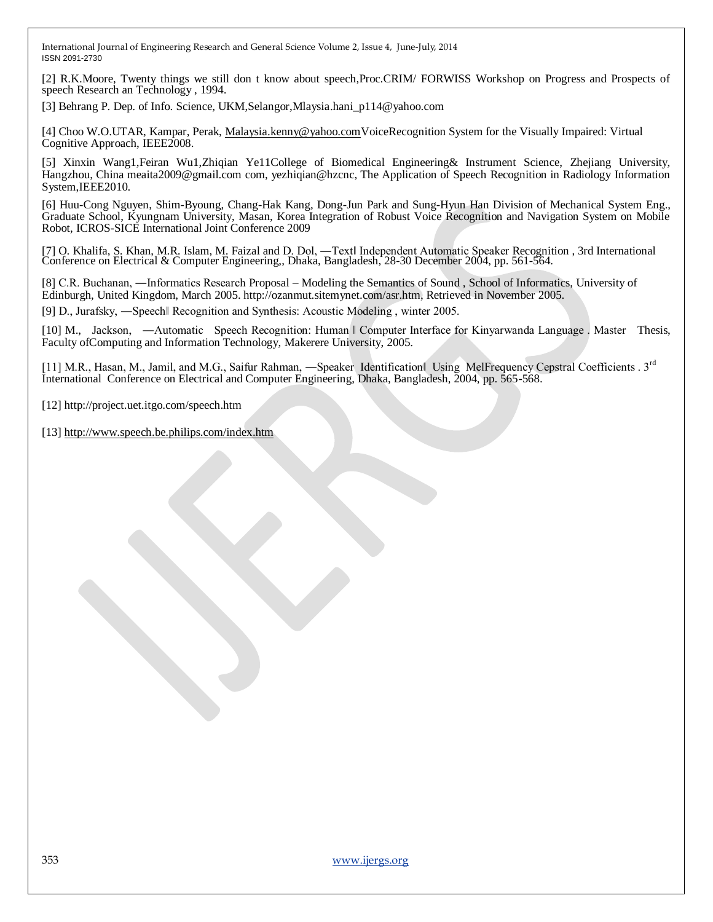[2] R.K.Moore, Twenty things we still don t know about speech,Proc.CRIM/ FORWISS Workshop on Progress and Prospects of speech Research an Technology , 1994.

[3] Behrang P. Dep. of Info. Science, UKM,Selangor,Mlaysia.hani_p114@yahoo.com

[4] Choo W.O.UTAR, Kampar, Perak, Malaysia.kenny@yahoo.comVoiceRecognition System for the Visually Impaired: Virtual Cognitive Approach, IEEE2008.

[5] Xinxin Wang1,Feiran Wu1,Zhiqian Ye11College of Biomedical Engineering& Instrument Science, Zhejiang University, Hangzhou, China meaita2009@gmail.com com, yezhiqian@hzcnc, The Application of Speech Recognition in Radiology Information System,IEEE2010.

[6] Huu-Cong Nguyen, Shim-Byoung, Chang-Hak Kang, Dong-Jun Park and Sung-Hyun Han Division of Mechanical System Eng., Graduate School, Kyungnam University, Masan, Korea Integration of Robust Voice Recognition and Navigation System on Mobile Robot, ICROS-SICE International Joint Conference 2009

[7] O. Khalifa, S. Khan, M.R. Islam, M. Faizal and D. Dol, ―Text‖ Independent Automatic Speaker Recognition , 3rd International Conference on Electrical & Computer Engineering,, Dhaka, Bangladesh, 28-30 December 2004, pp. 561-564.

[8] C.R. Buchanan, ―Informatics Research Proposal – Modeling the Semantics of Sound , School of Informatics, University of Edinburgh, United Kingdom, March 2005. http://ozanmut.sitemynet.com/asr.htm, Retrieved in November 2005.

[9] D., Jurafsky, ―Speech‖ Recognition and Synthesis: Acoustic Modeling , winter 2005.

[10] M., Jackson, ―Automatic Speech Recognition: Human ‖ Computer Interface for Kinyarwanda Language . Master Thesis, Faculty ofComputing and Information Technology, Makerere University, 2005.

[11] M.R., Hasan, M., Jamil, and M.G., Saifur Rahman, ―Speaker Identification‖ Using MelFrequency Cepstral Coefficients . 3rd International Conference on Electrical and Computer Engineering, Dhaka, Bangladesh, 2004, pp. 565-568.

[12] http://project.uet.itgo.com/speech.htm

[13] http://www.speech.be.philips.com/index.htm